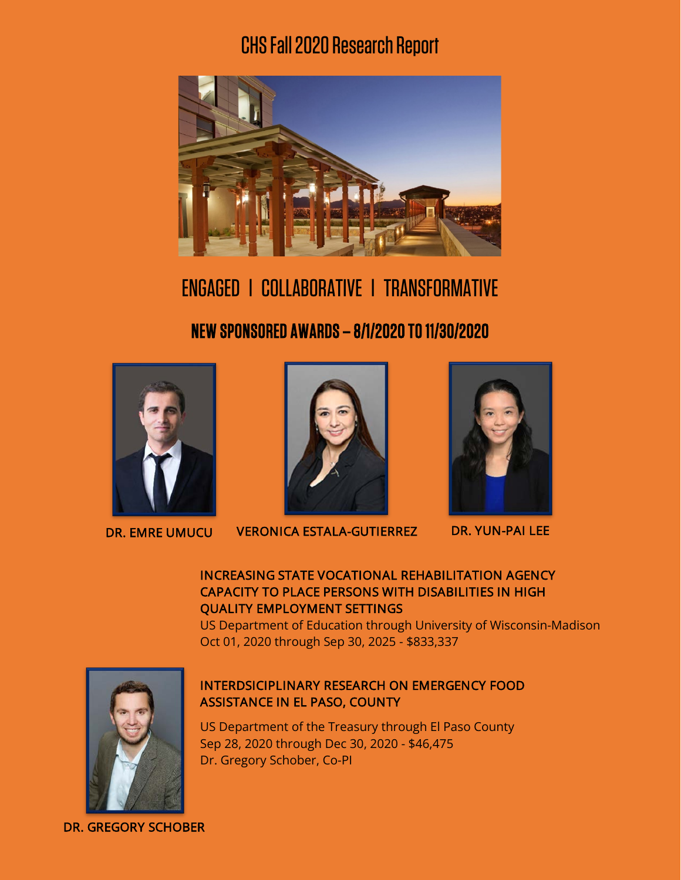# CHS Fall 2020 Research Report

## ENGAGED | COLLABORATIVE | TRANSFORMATIVE

### NEW SPONSORED AWARDS – 8/1/2020 TO 11/30/2020

DR. EMRE UMUCU

VERONICA ESTALA-GUTIERREZ

DR. YUN-PAI LEE

INCREASING STATE VOCATIONAL REHABILITATION AGENCY CAPACITY TO PLACE PERSONS WITH DISABILITIES IN HIGH QUALITY EMPLOYMENT SETTINGS

US Department of Education through University of Wisconsin-Madison
Oct 01, 2020 through Sep 30, 2025 - $833,337

INTERDSICIPLINARY RESEARCH ON EMERGENCY FOOD ASSISTANCE IN EL PASO, COUNTY

US Department of the Treasury through El Paso County
Sep 28, 2020 through Dec 30, 2020 - $46,475
Dr. Gregory Schober, Co-PI

DR. GREGORY SCHOBER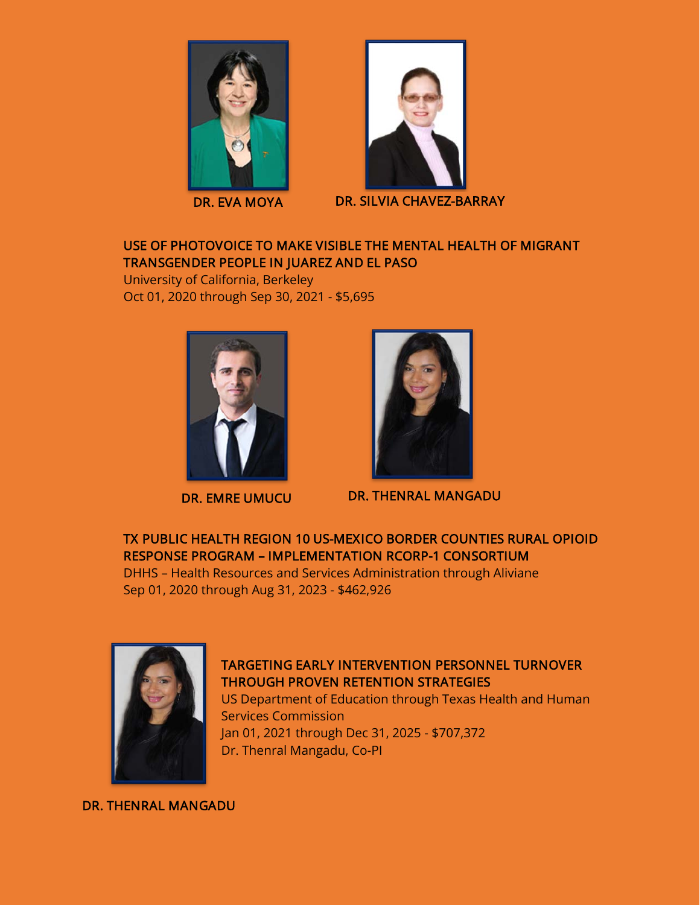DR. EVA MOYA DR. SILVIA CHAVEZ-BARRAY

### USE OF PHOTOVOICE TO MAKE VISIBLE THE MENTAL HEALTH OF MIGRANT TRANSGENDER PEOPLE IN JUAREZ AND EL PASO

University of California, Berkeley
Oct 01, 2020 through Sep 30, 2021 - $5,695

DR. EMRE UMUCU DR. THENRAL MANGADU

### TX PUBLIC HEALTH REGION 10 US-MEXICO BORDER COUNTIES RURAL OPIOID RESPONSE PROGRAM – IMPLEMENTATION RCORP-1 CONSORTIUM

DHHS – Health Resources and Services Administration through Aliviane
Sep 01, 2020 through Aug 31, 2023 - $462,926

### TARGETING EARLY INTERVENTION PERSONNEL TURNOVER THROUGH PROVEN RETENTION STRATEGIES

US Department of Education through Texas Health and Human Services Commission
Jan 01, 2021 through Dec 31, 2025 - $707,372
Dr. Thenral Mangadu, Co-PI

DR. THENRAL MANGADU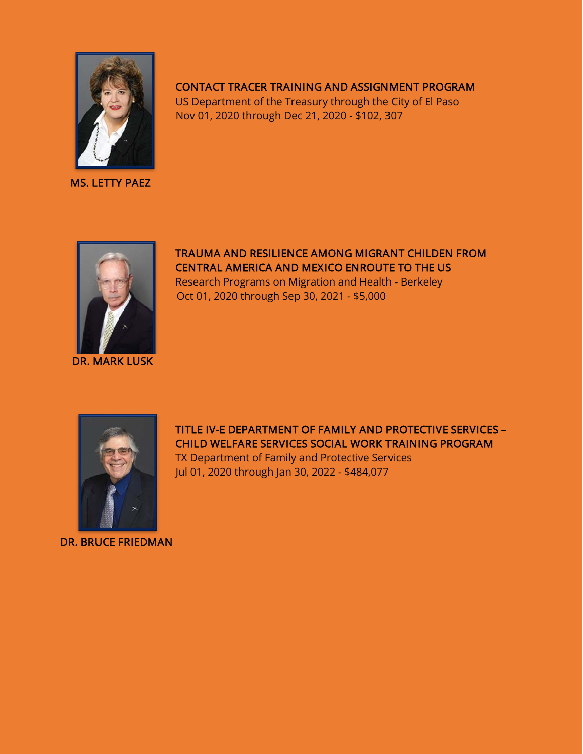MS. LETTY PAEZ

**CONTACT TRACER TRAINING AND ASSIGNMENT PROGRAM**
US Department of the Treasury through the City of El Paso
Nov 01, 2020 through Dec 21, 2020 - $102, 307

DR. MARK LUSK

**TRAUMA AND RESILIENCE AMONG MIGRANT CHILDEN FROM CENTRAL AMERICA AND MEXICO ENROUTE TO THE US**
Research Programs on Migration and Health - Berkeley
Oct 01, 2020 through Sep 30, 2021 - $5,000

DR. BRUCE FRIEDMAN

**TITLE IV-E DEPARTMENT OF FAMILY AND PROTECTIVE SERVICES – CHILD WELFARE SERVICES SOCIAL WORK TRAINING PROGRAM**
TX Department of Family and Protective Services
Jul 01, 2020 through Jan 30, 2022 - $484,077